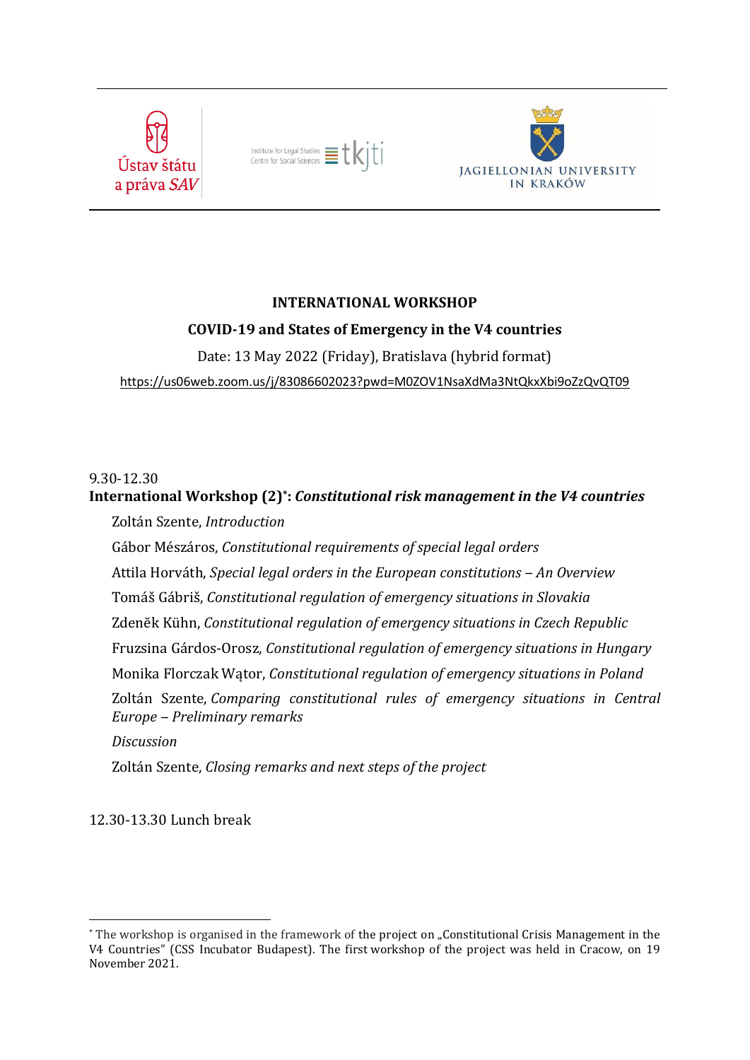Ústav štátu a práva SAV

Institute for Legal Studies Centre for Social Sciences tkjti

JAGIELLONIAN UNIVERSITY IN KRAKÓW

**INTERNATIONAL WORKSHOP**

**COVID-19 and States of Emergency in the V4 countries**

Date: 13 May 2022 (Friday), Bratislava (hybrid format)

https://us06web.zoom.us/j/83086602023?pwd=M0ZOV1NsaXdMa3NtQkxXbi9oZzQvQT09

9.30-12.30

**International Workshop (2)*: *Constitutional risk management in the V4 countries***

Zoltán Szente, *Introduction*

Gábor Mészáros, *Constitutional requirements of special legal orders*

Attila Horváth, *Special legal orders in the European constitutions – An Overview*

Tomáš Gábriš, *Constitutional regulation of emergency situations in Slovakia*

Zdeněk Kühn, *Constitutional regulation of emergency situations in Czech Republic*

Fruzsina Gárdos-Orosz, *Constitutional regulation of emergency situations in Hungary*

Monika Florczak Wątor, *Constitutional regulation of emergency situations in Poland*

Zoltán Szente, *Comparing constitutional rules of emergency situations in Central Europe – Preliminary remarks*

*Discussion*

Zoltán Szente, *Closing remarks and next steps of the project*

12.30-13.30 Lunch break

---

* The workshop is organised in the framework of the project on „Constitutional Crisis Management in the V4 Countries" (CSS Incubator Budapest). The first workshop of the project was held in Cracow, on 19 November 2021.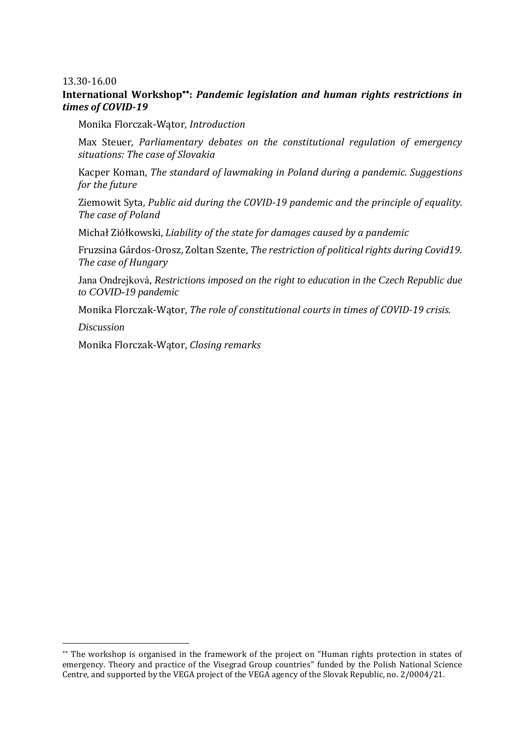13.30-16.00

**International Workshop**[**]: ***Pandemic legislation and human rights restrictions in times of COVID-19***

Monika Florczak-Wątor, *Introduction*

Max Steuer, *Parliamentary debates on the constitutional regulation of emergency situations: The case of Slovakia*

Kacper Koman, *The standard of lawmaking in Poland during a pandemic. Suggestions for the future*

Ziemowit Syta, *Public aid during the COVID-19 pandemic and the principle of equality. The case of Poland*

Michał Ziółkowski, *Liability of the state for damages caused by a pandemic*

Fruzsina Gárdos-Orosz, Zoltan Szente, *The restriction of political rights during Covid19. The case of Hungary*

Jana Ondrejková, *Restrictions imposed on the right to education in the Czech Republic due to COVID-19 pandemic*

Monika Florczak-Wątor, *The role of constitutional courts in times of COVID-19 crisis.*

*Discussion*

Monika Florczak-Wątor, *Closing remarks*

---

[**] The workshop is organised in the framework of the project on "Human rights protection in states of emergency. Theory and practice of the Visegrad Group countries" funded by the Polish National Science Centre, and supported by the VEGA project of the VEGA agency of the Slovak Republic, no. 2/0004/21.